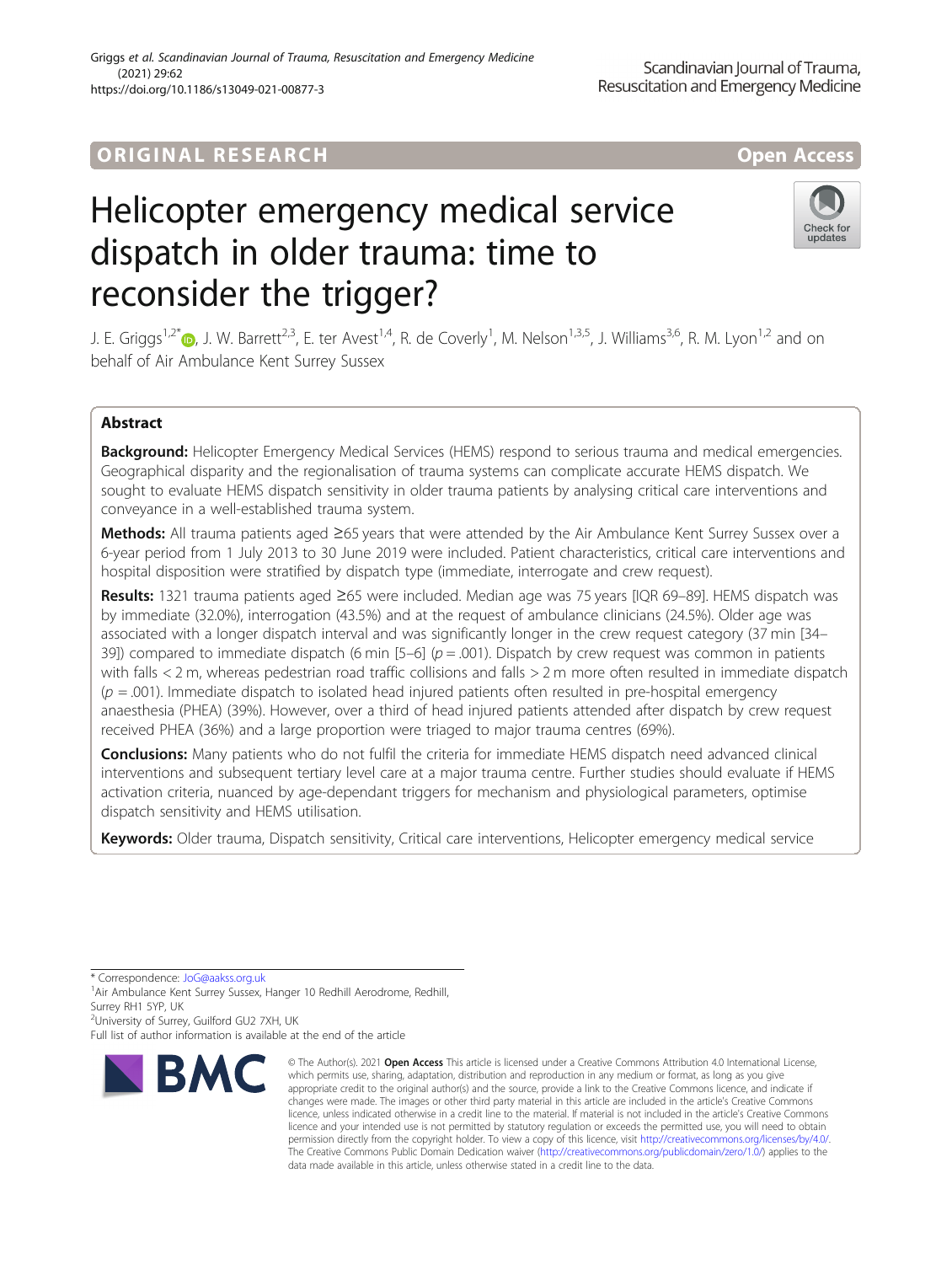ORIGINAL RESEARCH

Open Access

# Helicopter emergency medical service dispatch in older trauma: time to reconsider the trigger?

J. E. Griggs[1,2*], J. W. Barrett[2,3], E. ter Avest[1,4], R. de Coverly[1], M. Nelson[1,3,5], J. Williams[3,6], R. M. Lyon[1,2] and on behalf of Air Ambulance Kent Surrey Sussex

## Abstract

**Background:** Helicopter Emergency Medical Services (HEMS) respond to serious trauma and medical emergencies. Geographical disparity and the regionalisation of trauma systems can complicate accurate HEMS dispatch. We sought to evaluate HEMS dispatch sensitivity in older trauma patients by analysing critical care interventions and conveyance in a well-established trauma system.

**Methods:** All trauma patients aged ≥65 years that were attended by the Air Ambulance Kent Surrey Sussex over a 6-year period from 1 July 2013 to 30 June 2019 were included. Patient characteristics, critical care interventions and hospital disposition were stratified by dispatch type (immediate, interrogate and crew request).

**Results:** 1321 trauma patients aged ≥65 were included. Median age was 75 years [IQR 69–89]. HEMS dispatch was by immediate (32.0%), interrogation (43.5%) and at the request of ambulance clinicians (24.5%). Older age was associated with a longer dispatch interval and was significantly longer in the crew request category (37 min [34–39]) compared to immediate dispatch (6 min [5–6]) ($p = .001$). Dispatch by crew request was common in patients with falls < 2 m, whereas pedestrian road traffic collisions and falls > 2 m more often resulted in immediate dispatch ($p = .001$). Immediate dispatch to isolated head injured patients often resulted in pre-hospital emergency anaesthesia (PHEA) (39%). However, over a third of head injured patients attended after dispatch by crew request received PHEA (36%) and a large proportion were triaged to major trauma centres (69%).

**Conclusions:** Many patients who do not fulfil the criteria for immediate HEMS dispatch need advanced clinical interventions and subsequent tertiary level care at a major trauma centre. Further studies should evaluate if HEMS activation criteria, nuanced by age-dependant triggers for mechanism and physiological parameters, optimise dispatch sensitivity and HEMS utilisation.

**Keywords:** Older trauma, Dispatch sensitivity, Critical care interventions, Helicopter emergency medical service

* Correspondence: JoG@aakss.org.uk
[1]Air Ambulance Kent Surrey Sussex, Hanger 10 Redhill Aerodrome, Redhill, Surrey RH1 5YP, UK
[2]University of Surrey, Guilford GU2 7XH, UK
Full list of author information is available at the end of the article

© The Author(s). 2021 **Open Access** This article is licensed under a Creative Commons Attribution 4.0 International License, which permits use, sharing, adaptation, distribution and reproduction in any medium or format, as long as you give appropriate credit to the original author(s) and the source, provide a link to the Creative Commons licence, and indicate if changes were made. The images or other third party material in this article are included in the article's Creative Commons licence, unless indicated otherwise in a credit line to the material. If material is not included in the article's Creative Commons licence and your intended use is not permitted by statutory regulation or exceeds the permitted use, you will need to obtain permission directly from the copyright holder. To view a copy of this licence, visit http://creativecommons.org/licenses/by/4.0/. The Creative Commons Public Domain Dedication waiver (http://creativecommons.org/publicdomain/zero/1.0/) applies to the data made available in this article, unless otherwise stated in a credit line to the data.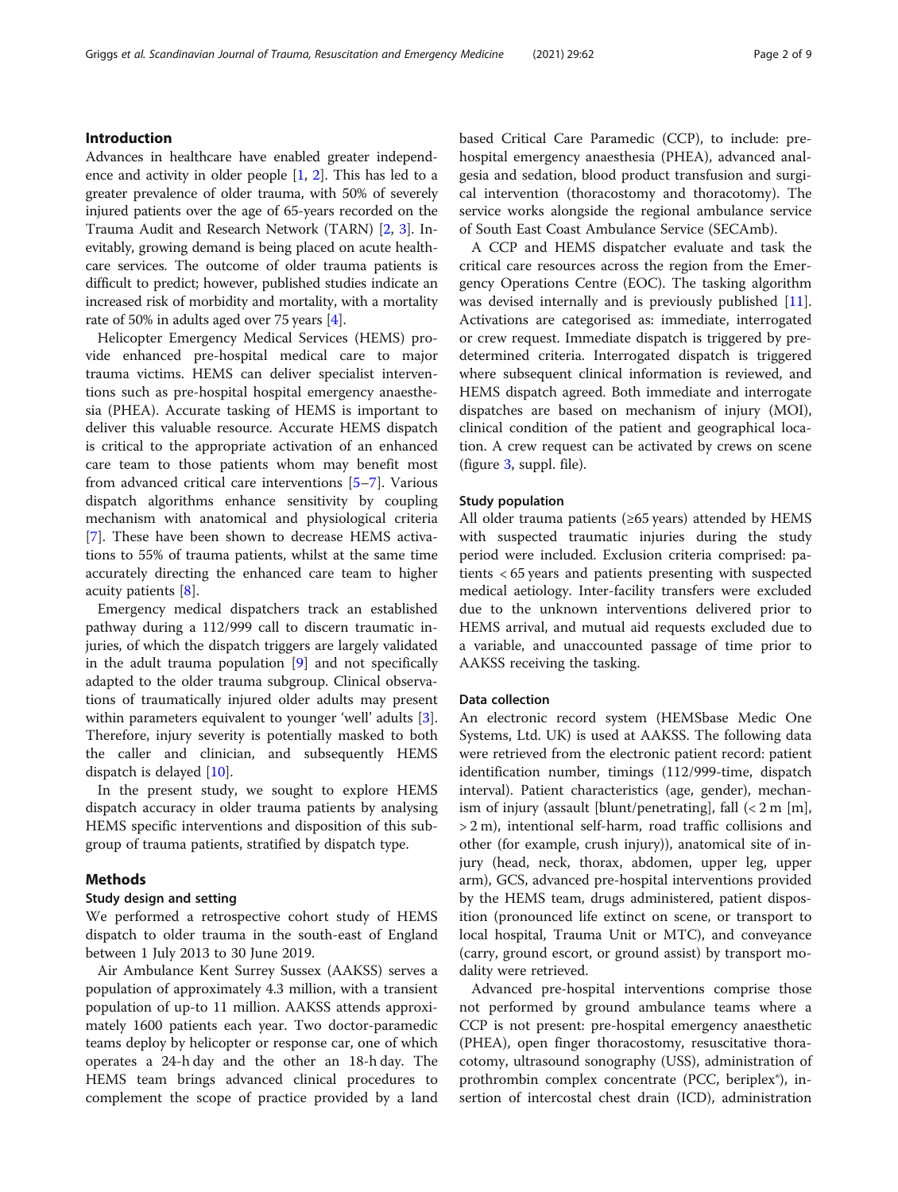## Introduction

Advances in healthcare have enabled greater independence and activity in older people [1, 2]. This has led to a greater prevalence of older trauma, with 50% of severely injured patients over the age of 65-years recorded on the Trauma Audit and Research Network (TARN) [2, 3]. Inevitably, growing demand is being placed on acute healthcare services. The outcome of older trauma patients is difficult to predict; however, published studies indicate an increased risk of morbidity and mortality, with a mortality rate of 50% in adults aged over 75 years [4].

Helicopter Emergency Medical Services (HEMS) provide enhanced pre-hospital medical care to major trauma victims. HEMS can deliver specialist interventions such as pre-hospital hospital emergency anaesthesia (PHEA). Accurate tasking of HEMS is important to deliver this valuable resource. Accurate HEMS dispatch is critical to the appropriate activation of an enhanced care team to those patients whom may benefit most from advanced critical care interventions [5–7]. Various dispatch algorithms enhance sensitivity by coupling mechanism with anatomical and physiological criteria [7]. These have been shown to decrease HEMS activations to 55% of trauma patients, whilst at the same time accurately directing the enhanced care team to higher acuity patients [8].

Emergency medical dispatchers track an established pathway during a 112/999 call to discern traumatic injuries, of which the dispatch triggers are largely validated in the adult trauma population [9] and not specifically adapted to the older trauma subgroup. Clinical observations of traumatically injured older adults may present within parameters equivalent to younger 'well' adults [3]. Therefore, injury severity is potentially masked to both the caller and clinician, and subsequently HEMS dispatch is delayed [10].

In the present study, we sought to explore HEMS dispatch accuracy in older trauma patients by analysing HEMS specific interventions and disposition of this subgroup of trauma patients, stratified by dispatch type.

## Methods

### Study design and setting

We performed a retrospective cohort study of HEMS dispatch to older trauma in the south-east of England between 1 July 2013 to 30 June 2019.

Air Ambulance Kent Surrey Sussex (AAKSS) serves a population of approximately 4.3 million, with a transient population of up-to 11 million. AAKSS attends approximately 1600 patients each year. Two doctor-paramedic teams deploy by helicopter or response car, one of which operates a 24-h day and the other an 18-h day. The HEMS team brings advanced clinical procedures to complement the scope of practice provided by a land based Critical Care Paramedic (CCP), to include: pre-hospital emergency anaesthesia (PHEA), advanced analgesia and sedation, blood product transfusion and surgical intervention (thoracostomy and thoracotomy). The service works alongside the regional ambulance service of South East Coast Ambulance Service (SECAmb).

A CCP and HEMS dispatcher evaluate and task the critical care resources across the region from the Emergency Operations Centre (EOC). The tasking algorithm was devised internally and is previously published [11]. Activations are categorised as: immediate, interrogated or crew request. Immediate dispatch is triggered by pre-determined criteria. Interrogated dispatch is triggered where subsequent clinical information is reviewed, and HEMS dispatch agreed. Both immediate and interrogate dispatches are based on mechanism of injury (MOI), clinical condition of the patient and geographical location. A crew request can be activated by crews on scene (figure 3, suppl. file).

### Study population

All older trauma patients (≥65 years) attended by HEMS with suspected traumatic injuries during the study period were included. Exclusion criteria comprised: patients < 65 years and patients presenting with suspected medical aetiology. Inter-facility transfers were excluded due to the unknown interventions delivered prior to HEMS arrival, and mutual aid requests excluded due to a variable, and unaccounted passage of time prior to AAKSS receiving the tasking.

### Data collection

An electronic record system (HEMSbase Medic One Systems, Ltd. UK) is used at AAKSS. The following data were retrieved from the electronic patient record: patient identification number, timings (112/999-time, dispatch interval). Patient characteristics (age, gender), mechanism of injury (assault [blunt/penetrating], fall (< 2 m [m], > 2 m), intentional self-harm, road traffic collisions and other (for example, crush injury)), anatomical site of injury (head, neck, thorax, abdomen, upper leg, upper arm), GCS, advanced pre-hospital interventions provided by the HEMS team, drugs administered, patient disposition (pronounced life extinct on scene, or transport to local hospital, Trauma Unit or MTC), and conveyance (carry, ground escort, or ground assist) by transport modality were retrieved.

Advanced pre-hospital interventions comprise those not performed by ground ambulance teams where a CCP is not present: pre-hospital emergency anaesthetic (PHEA), open finger thoracostomy, resuscitative thoracotomy, ultrasound sonography (USS), administration of prothrombin complex concentrate (PCC, beriplex®), insertion of intercostal chest drain (ICD), administration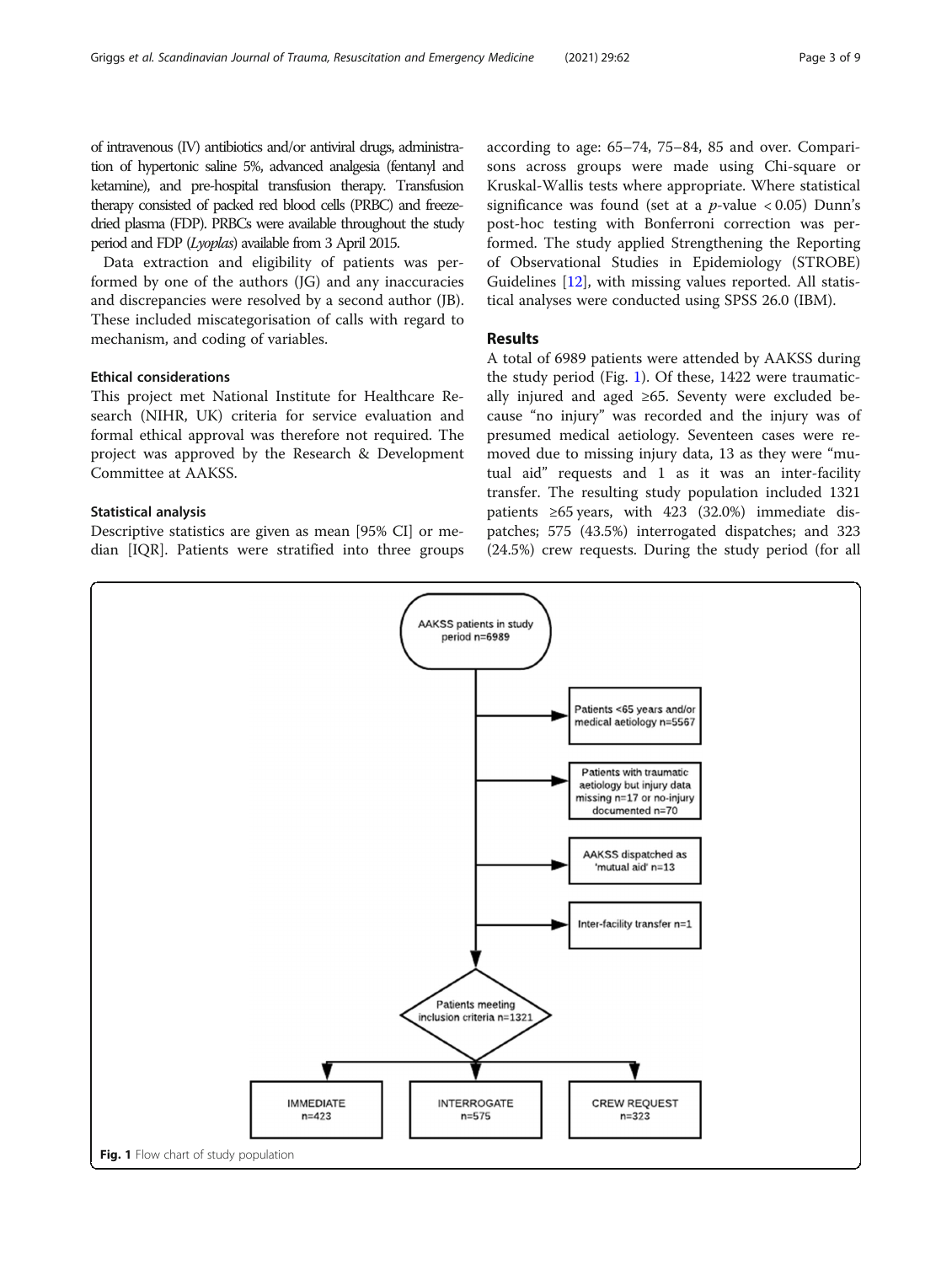of intravenous (IV) antibiotics and/or antiviral drugs, administration of hypertonic saline 5%, advanced analgesia (fentanyl and ketamine), and pre-hospital transfusion therapy. Transfusion therapy consisted of packed red blood cells (PRBC) and freeze-dried plasma (FDP). PRBCs were available throughout the study period and FDP (*Lyoplas*) available from 3 April 2015.

Data extraction and eligibility of patients was performed by one of the authors (JG) and any inaccuracies and discrepancies were resolved by a second author (JB). These included miscategorisation of calls with regard to mechanism, and coding of variables.

### Ethical considerations

This project met National Institute for Healthcare Research (NIHR, UK) criteria for service evaluation and formal ethical approval was therefore not required. The project was approved by the Research & Development Committee at AAKSS.

### Statistical analysis

Descriptive statistics are given as mean [95% CI] or median [IQR]. Patients were stratified into three groups according to age: 65–74, 75–84, 85 and over. Comparisons across groups were made using Chi-square or Kruskal-Wallis tests where appropriate. Where statistical significance was found (set at a $p$-value $< 0.05$) Dunn's post-hoc testing with Bonferroni correction was performed. The study applied Strengthening the Reporting of Observational Studies in Epidemiology (STROBE) Guidelines [12], with missing values reported. All statistical analyses were conducted using SPSS 26.0 (IBM).

## Results

A total of 6989 patients were attended by AAKSS during the study period (Fig. 1). Of these, 1422 were traumatically injured and aged ≥65. Seventy were excluded because "no injury" was recorded and the injury was of presumed medical aetiology. Seventeen cases were removed due to missing injury data, 13 as they were "mutual aid" requests and 1 as it was an inter-facility transfer. The resulting study population included 1321 patients ≥65 years, with 423 (32.0%) immediate dispatches; 575 (43.5%) interrogated dispatches; and 323 (24.5%) crew requests. During the study period (for all

AAKSS patients in study period n=6989

Patients <65 years and/or medical aetiology n=5567

Patients with traumatic aetiology but injury data missing n=17 or no-injury documented n=70

AAKSS dispatched as 'mutual aid' n=13

Inter-facility transfer n=1

Patients meeting inclusion criteria n=1321

IMMEDIATE n=423

INTERROGATE n=575

CREW REQUEST n=323

**Fig. 1** Flow chart of study population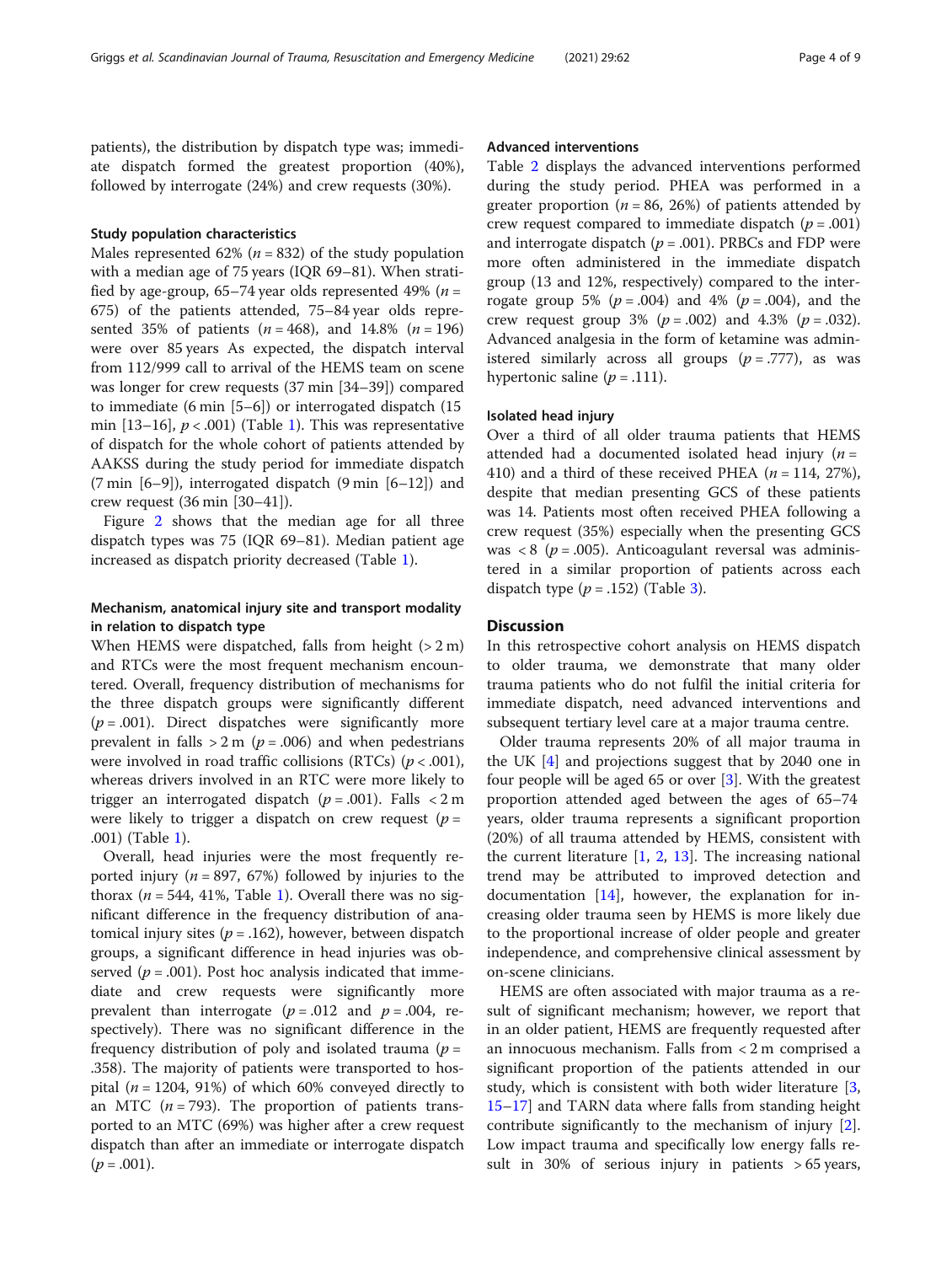patients), the distribution by dispatch type was; immediate dispatch formed the greatest proportion (40%), followed by interrogate (24%) and crew requests (30%).

### Study population characteristics

Males represented 62% ($n = 832$) of the study population with a median age of 75 years (IQR 69–81). When stratified by age-group, 65–74 year olds represented 49% ($n = 675$) of the patients attended, 75–84 year olds represented 35% of patients ($n = 468$), and 14.8% ($n = 196$) were over 85 years As expected, the dispatch interval from 112/999 call to arrival of the HEMS team on scene was longer for crew requests (37 min [34–39]) compared to immediate (6 min [5–6]) or interrogated dispatch (15 min [13–16], $p < .001$) (Table 1). This was representative of dispatch for the whole cohort of patients attended by AAKSS during the study period for immediate dispatch (7 min [6–9]), interrogated dispatch (9 min [6–12]) and crew request (36 min [30–41]).

Figure 2 shows that the median age for all three dispatch types was 75 (IQR 69–81). Median patient age increased as dispatch priority decreased (Table 1).

### Mechanism, anatomical injury site and transport modality in relation to dispatch type

When HEMS were dispatched, falls from height (> 2 m) and RTCs were the most frequent mechanism encountered. Overall, frequency distribution of mechanisms for the three dispatch groups were significantly different ($p = .001$). Direct dispatches were significantly more prevalent in falls > 2 m ($p = .006$) and when pedestrians were involved in road traffic collisions (RTCs) ($p < .001$), whereas drivers involved in an RTC were more likely to trigger an interrogated dispatch ($p = .001$). Falls < 2 m were likely to trigger a dispatch on crew request ($p = .001$) (Table 1).

Overall, head injuries were the most frequently reported injury ($n = 897$, 67%) followed by injuries to the thorax ($n = 544$, 41%, Table 1). Overall there was no significant difference in the frequency distribution of anatomical injury sites ($p = .162$), however, between dispatch groups, a significant difference in head injuries was observed ($p = .001$). Post hoc analysis indicated that immediate and crew requests were significantly more prevalent than interrogate ($p = .012$ and $p = .004$, respectively). There was no significant difference in the frequency distribution of poly and isolated trauma ($p = .358$). The majority of patients were transported to hospital ($n = 1204$, 91%) of which 60% conveyed directly to an MTC ($n = 793$). The proportion of patients transported to an MTC (69%) was higher after a crew request dispatch than after an immediate or interrogate dispatch ($p = .001$).

### Advanced interventions

Table 2 displays the advanced interventions performed during the study period. PHEA was performed in a greater proportion ($n = 86$, 26%) of patients attended by crew request compared to immediate dispatch ($p = .001$) and interrogate dispatch ($p = .001$). PRBCs and FDP were more often administered in the immediate dispatch group (13 and 12%, respectively) compared to the interrogate group 5% ($p = .004$) and 4% ($p = .004$), and the crew request group 3% ($p = .002$) and 4.3% ($p = .032$). Advanced analgesia in the form of ketamine was administered similarly across all groups ($p = .777$), as was hypertonic saline ($p = .111$).

### Isolated head injury

Over a third of all older trauma patients that HEMS attended had a documented isolated head injury ($n = 410$) and a third of these received PHEA ($n = 114$, 27%), despite that median presenting GCS of these patients was 14. Patients most often received PHEA following a crew request (35%) especially when the presenting GCS was < 8 ($p = .005$). Anticoagulant reversal was administered in a similar proportion of patients across each dispatch type ($p = .152$) (Table 3).

## Discussion

In this retrospective cohort analysis on HEMS dispatch to older trauma, we demonstrate that many older trauma patients who do not fulfil the initial criteria for immediate dispatch, need advanced interventions and subsequent tertiary level care at a major trauma centre.

Older trauma represents 20% of all major trauma in the UK [4] and projections suggest that by 2040 one in four people will be aged 65 or over [3]. With the greatest proportion attended aged between the ages of 65–74 years, older trauma represents a significant proportion (20%) of all trauma attended by HEMS, consistent with the current literature [1, 2, 13]. The increasing national trend may be attributed to improved detection and documentation [14], however, the explanation for increasing older trauma seen by HEMS is more likely due to the proportional increase of older people and greater independence, and comprehensive clinical assessment by on-scene clinicians.

HEMS are often associated with major trauma as a result of significant mechanism; however, we report that in an older patient, HEMS are frequently requested after an innocuous mechanism. Falls from < 2 m comprised a significant proportion of the patients attended in our study, which is consistent with both wider literature [3, 15–17] and TARN data where falls from standing height contribute significantly to the mechanism of injury [2]. Low impact trauma and specifically low energy falls result in 30% of serious injury in patients > 65 years,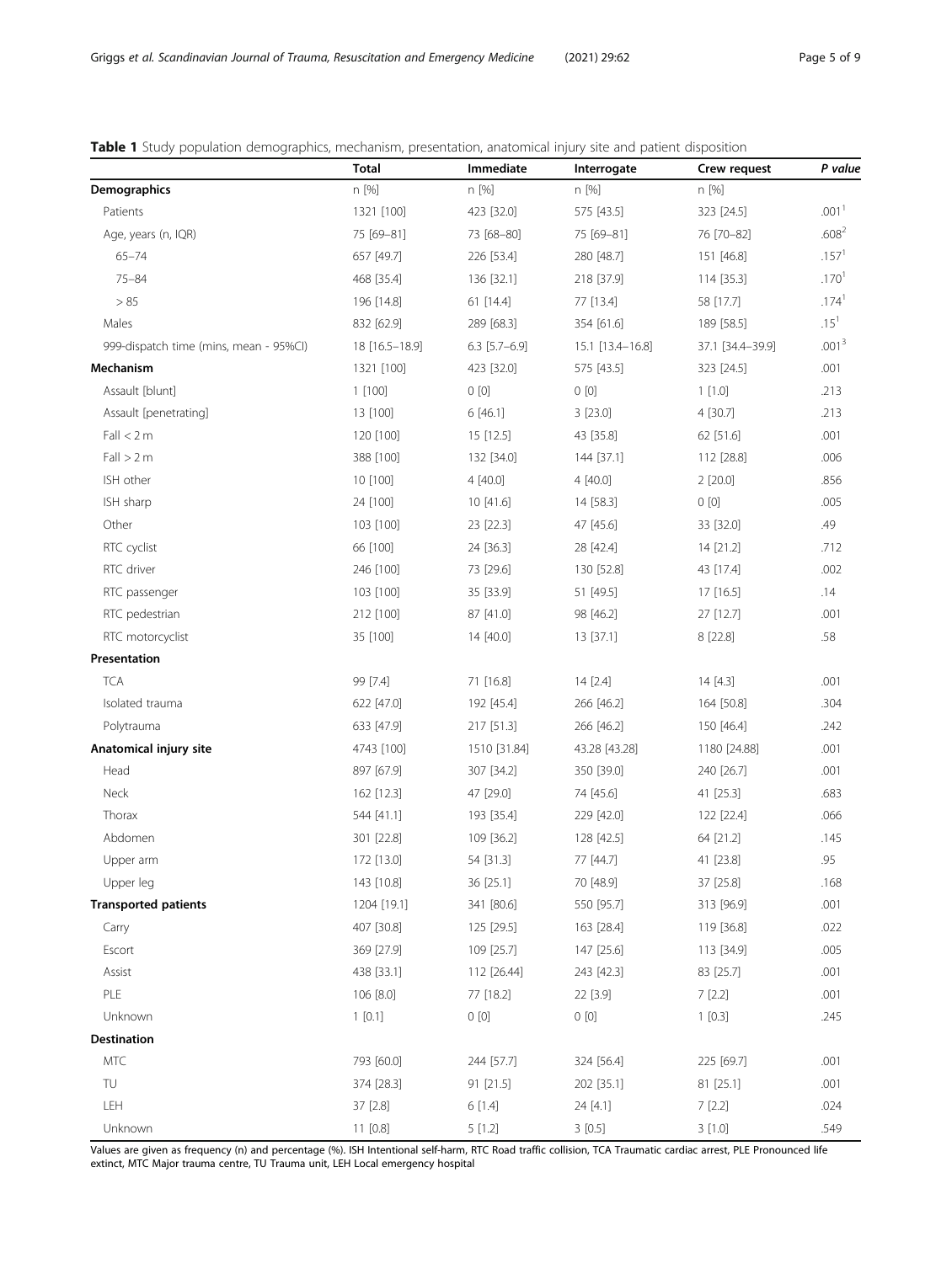**Table 1** Study population demographics, mechanism, presentation, anatomical injury site and patient disposition

| | Total | Immediate | Interrogate | Crew request | *P value* |
|---|---|---|---|---|---|
| **Demographics** | n [%] | n [%] | n [%] | n [%] | |
| Patients | 1321 [100] | 423 [32.0] | 575 [43.5] | 323 [24.5] | .001[1] |
| Age, years (n, IQR) | 75 [69–81] | 73 [68–80] | 75 [69–81] | 76 [70–82] | .608[2] |
| 65–74 | 657 [49.7] | 226 [53.4] | 280 [48.7] | 151 [46.8] | .157[1] |
| 75–84 | 468 [35.4] | 136 [32.1] | 218 [37.9] | 114 [35.3] | .170[1] |
| > 85 | 196 [14.8] | 61 [14.4] | 77 [13.4] | 58 [17.7] | .174[1] |
| Males | 832 [62.9] | 289 [68.3] | 354 [61.6] | 189 [58.5] | .15[1] |
| 999-dispatch time (mins, mean - 95%CI) | 18 [16.5–18.9] | 6.3 [5.7–6.9] | 15.1 [13.4–16.8] | 37.1 [34.4–39.9] | .001[3] |
| **Mechanism** | 1321 [100] | 423 [32.0] | 575 [43.5] | 323 [24.5] | .001 |
| Assault [blunt] | 1 [100] | 0 [0] | 0 [0] | 1 [1.0] | .213 |
| Assault [penetrating] | 13 [100] | 6 [46.1] | 3 [23.0] | 4 [30.7] | .213 |
| Fall < 2 m | 120 [100] | 15 [12.5] | 43 [35.8] | 62 [51.6] | .001 |
| Fall > 2 m | 388 [100] | 132 [34.0] | 144 [37.1] | 112 [28.8] | .006 |
| ISH other | 10 [100] | 4 [40.0] | 4 [40.0] | 2 [20.0] | .856 |
| ISH sharp | 24 [100] | 10 [41.6] | 14 [58.3] | 0 [0] | .005 |
| Other | 103 [100] | 23 [22.3] | 47 [45.6] | 33 [32.0] | .49 |
| RTC cyclist | 66 [100] | 24 [36.3] | 28 [42.4] | 14 [21.2] | .712 |
| RTC driver | 246 [100] | 73 [29.6] | 130 [52.8] | 43 [17.4] | .002 |
| RTC passenger | 103 [100] | 35 [33.9] | 51 [49.5] | 17 [16.5] | .14 |
| RTC pedestrian | 212 [100] | 87 [41.0] | 98 [46.2] | 27 [12.7] | .001 |
| RTC motorcyclist | 35 [100] | 14 [40.0] | 13 [37.1] | 8 [22.8] | .58 |
| **Presentation** | | | | | |
| TCA | 99 [7.4] | 71 [16.8] | 14 [2.4] | 14 [4.3] | .001 |
| Isolated trauma | 622 [47.0] | 192 [45.4] | 266 [46.2] | 164 [50.8] | .304 |
| Polytrauma | 633 [47.9] | 217 [51.3] | 266 [46.2] | 150 [46.4] | .242 |
| **Anatomical injury site** | 4743 [100] | 1510 [31.84] | 43.28 [43.28] | 1180 [24.88] | .001 |
| Head | 897 [67.9] | 307 [34.2] | 350 [39.0] | 240 [26.7] | .001 |
| Neck | 162 [12.3] | 47 [29.0] | 74 [45.6] | 41 [25.3] | .683 |
| Thorax | 544 [41.1] | 193 [35.4] | 229 [42.0] | 122 [22.4] | .066 |
| Abdomen | 301 [22.8] | 109 [36.2] | 128 [42.5] | 64 [21.2] | .145 |
| Upper arm | 172 [13.0] | 54 [31.3] | 77 [44.7] | 41 [23.8] | .95 |
| Upper leg | 143 [10.8] | 36 [25.1] | 70 [48.9] | 37 [25.8] | .168 |
| **Transported patients** | 1204 [19.1] | 341 [80.6] | 550 [95.7] | 313 [96.9] | .001 |
| Carry | 407 [30.8] | 125 [29.5] | 163 [28.4] | 119 [36.8] | .022 |
| Escort | 369 [27.9] | 109 [25.7] | 147 [25.6] | 113 [34.9] | .005 |
| Assist | 438 [33.1] | 112 [26.44] | 243 [42.3] | 83 [25.7] | .001 |
| PLE | 106 [8.0] | 77 [18.2] | 22 [3.9] | 7 [2.2] | .001 |
| Unknown | 1 [0.1] | 0 [0] | 0 [0] | 1 [0.3] | .245 |
| **Destination** | | | | | |
| MTC | 793 [60.0] | 244 [57.7] | 324 [56.4] | 225 [69.7] | .001 |
| TU | 374 [28.3] | 91 [21.5] | 202 [35.1] | 81 [25.1] | .001 |
| LEH | 37 [2.8] | 6 [1.4] | 24 [4.1] | 7 [2.2] | .024 |
| Unknown | 11 [0.8] | 5 [1.2] | 3 [0.5] | 3 [1.0] | .549 |

Values are given as frequency (n) and percentage (%). ISH Intentional self-harm, RTC Road traffic collision, TCA Traumatic cardiac arrest, PLE Pronounced life extinct, MTC Major trauma centre, TU Trauma unit, LEH Local emergency hospital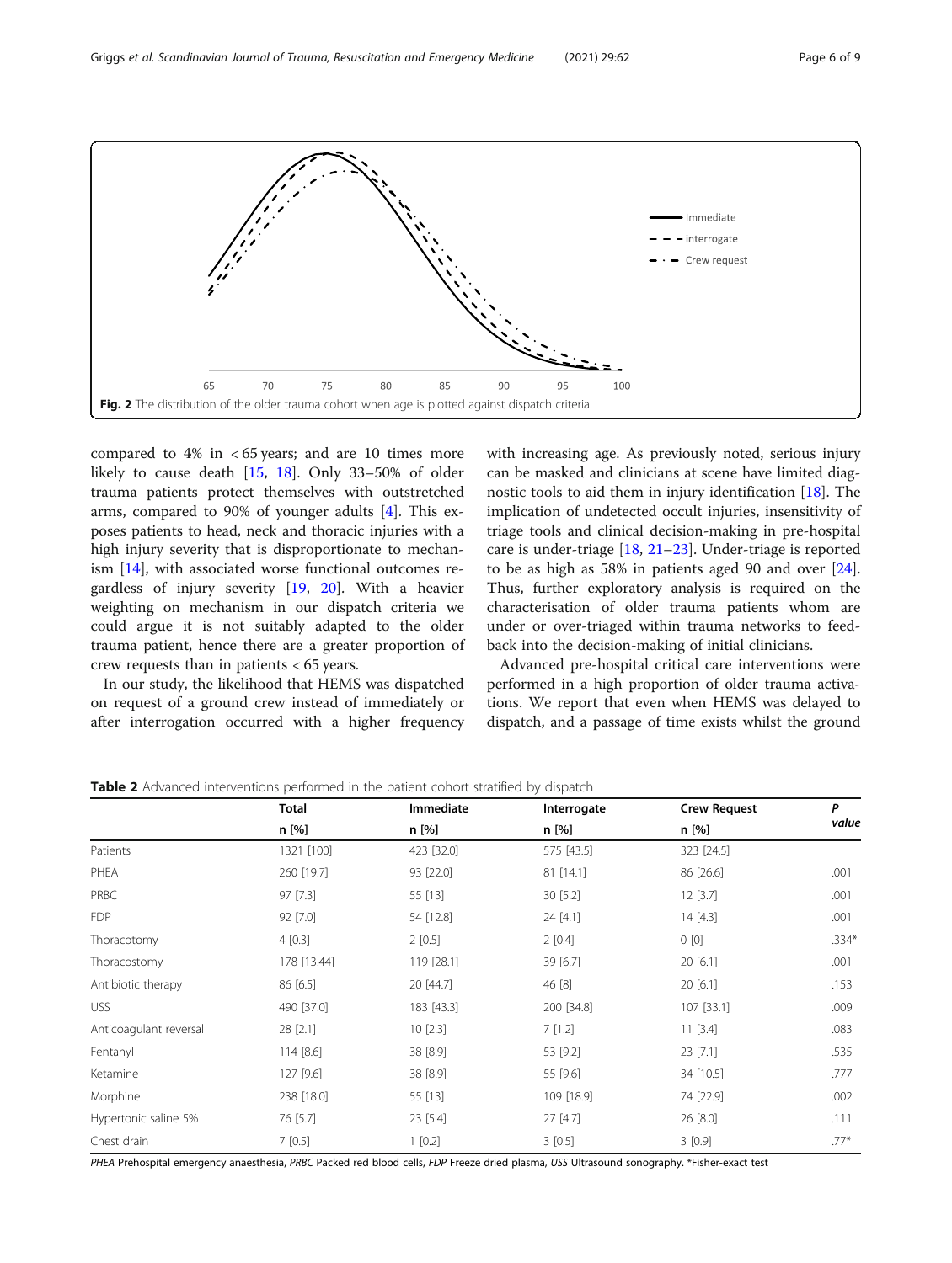Fig. 2 The distribution of the older trauma cohort when age is plotted against dispatch criteria

compared to 4% in < 65 years; and are 10 times more likely to cause death [15, 18]. Only 33–50% of older trauma patients protect themselves with outstretched arms, compared to 90% of younger adults [4]. This exposes patients to head, neck and thoracic injuries with a high injury severity that is disproportionate to mechanism [14], with associated worse functional outcomes regardless of injury severity [19, 20]. With a heavier weighting on mechanism in our dispatch criteria we could argue it is not suitably adapted to the older trauma patient, hence there are a greater proportion of crew requests than in patients < 65 years.

In our study, the likelihood that HEMS was dispatched on request of a ground crew instead of immediately or after interrogation occurred with a higher frequency with increasing age. As previously noted, serious injury can be masked and clinicians at scene have limited diagnostic tools to aid them in injury identification [18]. The implication of undetected occult injuries, insensitivity of triage tools and clinical decision-making in pre-hospital care is under-triage [18, 21–23]. Under-triage is reported to be as high as 58% in patients aged 90 and over [24]. Thus, further exploratory analysis is required on the characterisation of older trauma patients whom are under or over-triaged within trauma networks to feedback into the decision-making of initial clinicians.

Advanced pre-hospital critical care interventions were performed in a high proportion of older trauma activations. We report that even when HEMS was delayed to dispatch, and a passage of time exists whilst the ground

**Table 2** Advanced interventions performed in the patient cohort stratified by dispatch

| | Total n [%] | Immediate n [%] | Interrogate n [%] | Crew Request n [%] | P value |
|---|---|---|---|---|---|
| Patients | 1321 [100] | 423 [32.0] | 575 [43.5] | 323 [24.5] | |
| PHEA | 260 [19.7] | 93 [22.0] | 81 [14.1] | 86 [26.6] | .001 |
| PRBC | 97 [7.3] | 55 [13] | 30 [5.2] | 12 [3.7] | .001 |
| FDP | 92 [7.0] | 54 [12.8] | 24 [4.1] | 14 [4.3] | .001 |
| Thoracotomy | 4 [0.3] | 2 [0.5] | 2 [0.4] | 0 [0] | .334* |
| Thoracostomy | 178 [13.44] | 119 [28.1] | 39 [6.7] | 20 [6.1] | .001 |
| Antibiotic therapy | 86 [6.5] | 20 [44.7] | 46 [8] | 20 [6.1] | .153 |
| USS | 490 [37.0] | 183 [43.3] | 200 [34.8] | 107 [33.1] | .009 |
| Anticoagulant reversal | 28 [2.1] | 10 [2.3] | 7 [1.2] | 11 [3.4] | .083 |
| Fentanyl | 114 [8.6] | 38 [8.9] | 53 [9.2] | 23 [7.1] | .535 |
| Ketamine | 127 [9.6] | 38 [8.9] | 55 [9.6] | 34 [10.5] | .777 |
| Morphine | 238 [18.0] | 55 [13] | 109 [18.9] | 74 [22.9] | .002 |
| Hypertonic saline 5% | 76 [5.7] | 23 [5.4] | 27 [4.7] | 26 [8.0] | .111 |
| Chest drain | 7 [0.5] | 1 [0.2] | 3 [0.5] | 3 [0.9] | .77* |

*PHEA* Prehospital emergency anaesthesia, *PRBC* Packed red blood cells, *FDP* Freeze dried plasma, *USS* Ultrasound sonography. *Fisher-exact test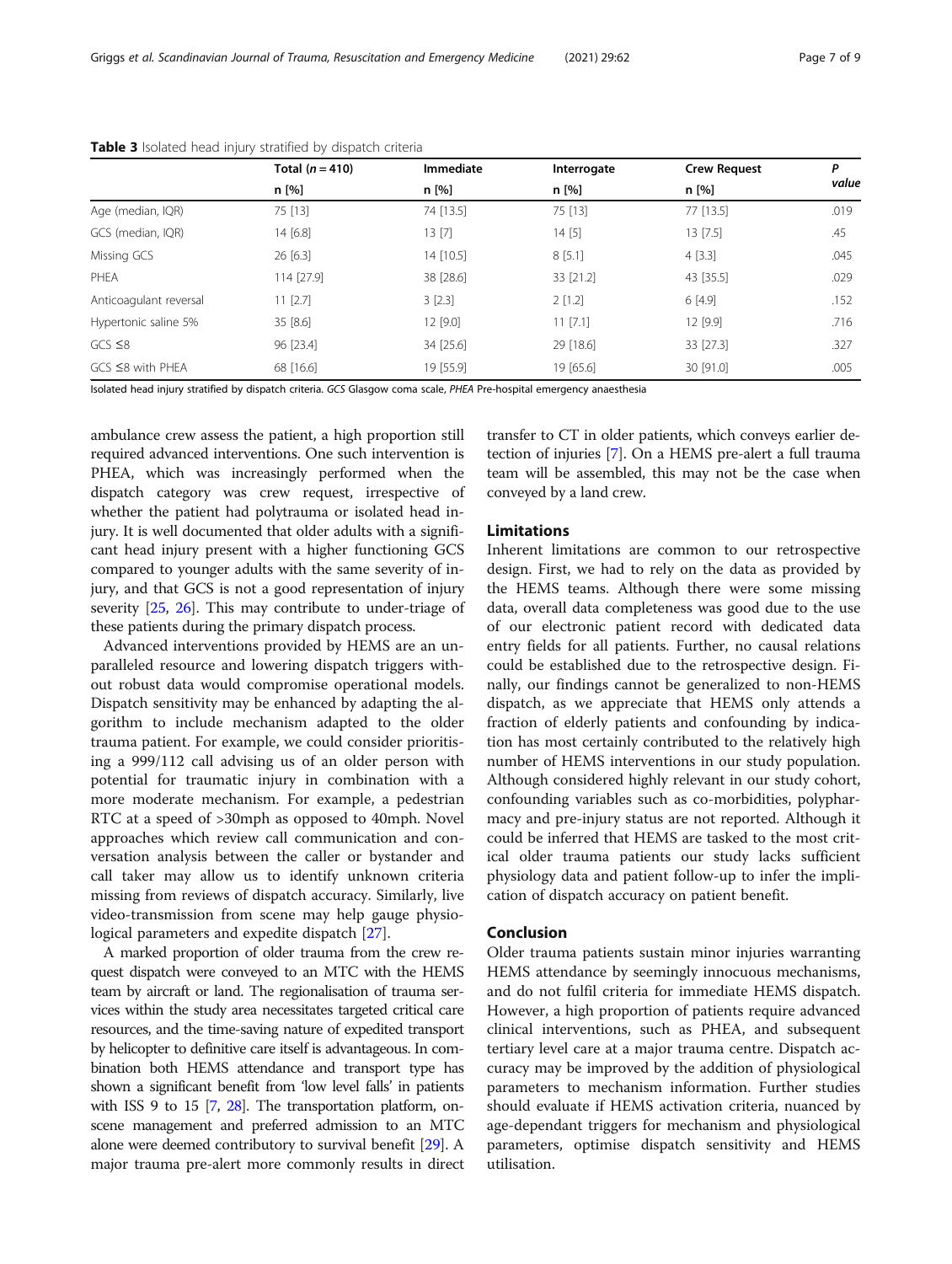**Table 3** Isolated head injury stratified by dispatch criteria

| | Total (*n* = 410) | Immediate | Interrogate | Crew Request | *P* value |
|---|---|---|---|---|---|
| | n [%] | n [%] | n [%] | n [%] | |
| Age (median, IQR) | 75 [13] | 74 [13.5] | 75 [13] | 77 [13.5] | .019 |
| GCS (median, IQR) | 14 [6.8] | 13 [7] | 14 [5] | 13 [7.5] | .45 |
| Missing GCS | 26 [6.3] | 14 [10.5] | 8 [5.1] | 4 [3.3] | .045 |
| PHEA | 114 [27.9] | 38 [28.6] | 33 [21.2] | 43 [35.5] | .029 |
| Anticoagulant reversal | 11 [2.7] | 3 [2.3] | 2 [1.2] | 6 [4.9] | .152 |
| Hypertonic saline 5% | 35 [8.6] | 12 [9.0] | 11 [7.1] | 12 [9.9] | .716 |
| GCS ≤8 | 96 [23.4] | 34 [25.6] | 29 [18.6] | 33 [27.3] | .327 |
| GCS ≤8 with PHEA | 68 [16.6] | 19 [55.9] | 19 [65.6] | 30 [91.0] | .005 |

Isolated head injury stratified by dispatch criteria. *GCS* Glasgow coma scale, *PHEA* Pre-hospital emergency anaesthesia

ambulance crew assess the patient, a high proportion still required advanced interventions. One such intervention is PHEA, which was increasingly performed when the dispatch category was crew request, irrespective of whether the patient had polytrauma or isolated head injury. It is well documented that older adults with a significant head injury present with a higher functioning GCS compared to younger adults with the same severity of injury, and that GCS is not a good representation of injury severity [25, 26]. This may contribute to under-triage of these patients during the primary dispatch process.

Advanced interventions provided by HEMS are an unparalleled resource and lowering dispatch triggers without robust data would compromise operational models. Dispatch sensitivity may be enhanced by adapting the algorithm to include mechanism adapted to the older trauma patient. For example, we could consider prioritising a 999/112 call advising us of an older person with potential for traumatic injury in combination with a more moderate mechanism. For example, a pedestrian RTC at a speed of >30mph as opposed to 40mph. Novel approaches which review call communication and conversation analysis between the caller or bystander and call taker may allow us to identify unknown criteria missing from reviews of dispatch accuracy. Similarly, live video-transmission from scene may help gauge physiological parameters and expedite dispatch [27].

A marked proportion of older trauma from the crew request dispatch were conveyed to an MTC with the HEMS team by aircraft or land. The regionalisation of trauma services within the study area necessitates targeted critical care resources, and the time-saving nature of expedited transport by helicopter to definitive care itself is advantageous. In combination both HEMS attendance and transport type has shown a significant benefit from 'low level falls' in patients with ISS 9 to 15 [7, 28]. The transportation platform, on-scene management and preferred admission to an MTC alone were deemed contributory to survival benefit [29]. A major trauma pre-alert more commonly results in direct transfer to CT in older patients, which conveys earlier detection of injuries [7]. On a HEMS pre-alert a full trauma team will be assembled, this may not be the case when conveyed by a land crew.

## Limitations

Inherent limitations are common to our retrospective design. First, we had to rely on the data as provided by the HEMS teams. Although there were some missing data, overall data completeness was good due to the use of our electronic patient record with dedicated data entry fields for all patients. Further, no causal relations could be established due to the retrospective design. Finally, our findings cannot be generalized to non-HEMS dispatch, as we appreciate that HEMS only attends a fraction of elderly patients and confounding by indication has most certainly contributed to the relatively high number of HEMS interventions in our study population. Although considered highly relevant in our study cohort, confounding variables such as co-morbidities, polypharmacy and pre-injury status are not reported. Although it could be inferred that HEMS are tasked to the most critical older trauma patients our study lacks sufficient physiology data and patient follow-up to infer the implication of dispatch accuracy on patient benefit.

## Conclusion

Older trauma patients sustain minor injuries warranting HEMS attendance by seemingly innocuous mechanisms, and do not fulfil criteria for immediate HEMS dispatch. However, a high proportion of patients require advanced clinical interventions, such as PHEA, and subsequent tertiary level care at a major trauma centre. Dispatch accuracy may be improved by the addition of physiological parameters to mechanism information. Further studies should evaluate if HEMS activation criteria, nuanced by age-dependant triggers for mechanism and physiological parameters, optimise dispatch sensitivity and HEMS utilisation.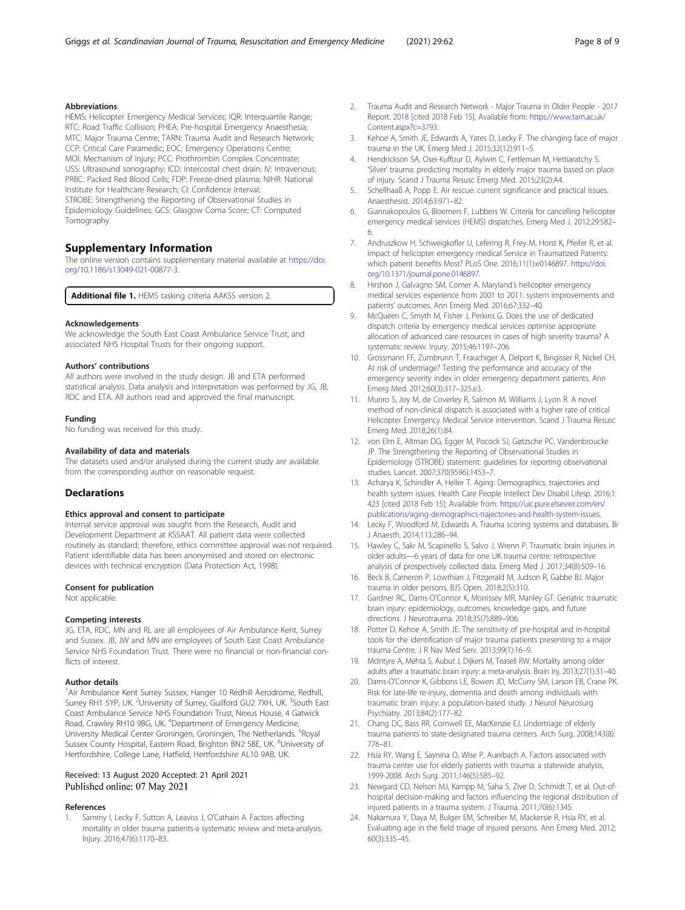### Abbreviations

HEMS: Helicopter Emergency Medical Services; IQR: Interquartile Range; RTC: Road Traffic Collision; PHEA: Pre-hospital Emergency Anaesthesia; MTC: Major Trauma Centre; TARN: Trauma Audit and Research Network; CCP: Critical Care Paramedic; EOC: Emergency Operations Centre; MOI: Mechanism of Injury; PCC: Prothrombin Complex Concentrate; USS: Ultrasound sonography; ICD: Intercostal chest drain; IV: Intravenous; PRBC: Packed Red Blood Cells; FDP: Freeze-dried plasma; NIHR: National Institute for Healthcare Research; CI: Confidence Interval; STROBE: Strengthening the Reporting of Observational Studies in Epidemiology Guidelines; GCS: Glasgow Coma Score; CT: Computed Tomography

## Supplementary Information

The online version contains supplementary material available at https://doi.org/10.1186/s13049-021-00877-3.

**Additional file 1.** HEMS tasking criteria AAKSS version 2.

### Acknowledgements

We acknowledge the South East Coast Ambulance Service Trust, and associated NHS Hospital Trusts for their ongoing support.

### Authors' contributions

All authors were involved in the study design. JB and ETA performed statistical analysis. Data analysis and interpretation was performed by JG, JB, RDC and ETA. All authors read and approved the final manuscript.

### Funding

No funding was received for this study.

### Availability of data and materials

The datasets used and/or analysed during the current study are available from the corresponding author on reasonable request.

## Declarations

### Ethics approval and consent to participate

Internal service approval was sought from the Research, Audit and Development Department at KSSAAT. All patient data were collected routinely as standard; therefore, ethics committee approval was not required. Patient identifiable data has been anonymised and stored on electronic devices with technical encryption (Data Protection Act, 1998).

### Consent for publication

Not applicable.

### Competing interests

JG, ETA, RDC, MN and RL are all employees of Air Ambulance Kent, Surrey and Sussex. JB, JW and MN are employees of South East Coast Ambulance Service NHS Foundation Trust. There were no financial or non-financial conflicts of interest.

### Author details

[1]Air Ambulance Kent Surrey Sussex, Hanger 10 Redhill Aerodrome, Redhill, Surrey RH1 5YP, UK. [2]University of Surrey, Guilford GU2 7XH, UK. [3]South East Coast Ambulance Service NHS Foundation Trust, Nexus House, 4 Gatwick Road, Crawley RH10 9BG, UK. [4]Department of Emergency Medicine, University Medical Center Groningen, Groningen, The Netherlands. [5]Royal Sussex County Hospital, Eastern Road, Brighton BN2 5BE, UK. [6]University of Hertfordshire, College Lane, Hatfield, Hertfordshire AL10 9AB, UK.

Received: 13 August 2020 Accepted: 21 April 2021
Published online: 07 May 2021

### References

1. Sammy I, Lecky F, Sutton A, Leaviss J, O'Cathain A. Factors affecting mortality in older trauma patients-a systematic review and meta-analysis. Injury. 2016;47(6):1170–83.
2. Trauma Audit and Research Network - Major Trauma in Older People - 2017 Report. 2018 [cited 2018 Feb 15]. Available from: https://www.tarn.ac.uk/Content.aspx?c=3793.
3. Kehoe A, Smith JE, Edwards A, Yates D, Lecky F. The changing face of major trauma in the UK. Emerg Med J. 2015;32(12):911–5.
4. Hendrickson SA, Osei-Kuffour D, Aylwin C, Fertleman M, Hettiaratchy S. 'Silver' trauma: predicting mortality in elderly major trauma based on place of injury. Scand J Trauma Resusc Emerg Med. 2015;23(2):A4.
5. Schellhaaß A, Popp E. Air rescue: current significance and practical issues. Anaesthesist. 2014;63:971–82.
6. Giannakopoulos G, Bloemers F, Lubbers W. Criteria for cancelling helicopter emergency medical services (HEMS) dispatches. Emerg Med J. 2012;29:582–6.
7. Andruszkow H, Schweigkofler U, Lefering R, Frey M, Horst K, Pfeifer R, et al. Impact of helicopter emergency medical Service in Traumatized Patients: which patient benefits Most? PLoS One. 2016;11(1):e0146897. https://doi.org/10.1371/journal.pone.0146897.
8. Hirshon J, Galvagno SM, Comer A. Maryland's helicopter emergency medical services experience from 2001 to 2011: system improvements and patients' outcomes. Ann Emerg Med. 2016;67:332–40.
9. McQueen C, Smyth M, Fisher J, Perkins G. Does the use of dedicated dispatch criteria by emergency medical services optimise appropriate allocation of advanced care resources in cases of high severity trauma? A systematic review. Injury. 2015;46:1197–206.
10. Grossmann FF, Zumbrunn T, Frauchiger A, Delport K, Bingisser R, Nickel CH. At risk of undertriage? Testing the performance and accuracy of the emergency severity index in older emergency department patients. Ann Emerg Med. 2012;60(3):317–325.e3.
11. Munro S, Joy M, de Coverley R, Salmon M, Williams J, Lyon R. A novel method of non-clinical dispatch is associated with a higher rate of critical Helicopter Emergency Medical Service intervention. Scand J Trauma Resusc Emerg Med. 2018;26(1):84.
12. von Elm E, Altman DG, Egger M, Pocock SJ, Gøtzsche PC, Vandenbroucke JP. The Strengthening the Reporting of Observational Studies in Epidemiology (STROBE) statement: guidelines for reporting observational studies. Lancet. 2007;370(9596):1453–7.
13. Acharya K, Schindler A, Heller T. Aging: Demographics, trajectories and health system issues. Health Care People Intellect Dev Disabil Lifesp. 2016;1: 423 [cited 2018 Feb 15]; Available from: https://uic.pure.elsevier.com/en/publications/aging-demographics-trajectories-and-health-system-issues.
14. Lecky F, Woodford M, Edwards A. Trauma scoring systems and databases. Br J Anaesth. 2014;113:286–94.
15. Hawley C, Sakr M, Scapinello S, Salvo J, Wrenn P. Traumatic brain injuries in older adults—6 years of data for one UK trauma centre: retrospective analysis of prospectively collected data. Emerg Med J. 2017;34(8):509–16.
16. Beck B, Cameron P, Lowthian J, Fitzgerald M, Judson R, Gabbe BJ. Major trauma in older persons. BJS Open. 2018;2(5):310.
17. Gardner RC, Dams-O'Connor K, Morrissey MR, Manley GT. Geriatric traumatic brain injury: epidemiology, outcomes, knowledge gaps, and future directions. J Neurotrauma. 2018;35(7):889–906.
18. Potter D, Kehoe A, Smith JE. The sensitivity of pre-hospital and in-hospital tools for the identification of major trauma patients presenting to a major trauma Centre. J R Nav Med Serv. 2013;99(1):16–9.
19. McIntyre A, Mehta S, Aubut J, Dijkers M, Teasell RW. Mortality among older adults after a traumatic brain injury: a meta-analysis. Brain Inj. 2013;27(1):31–40.
20. Dams-O'Connor K, Gibbons LE, Bowen JD, McCurry SM, Larson EB, Crane PK. Risk for late-life re-injury, dementia and death among individuals with traumatic brain injury: a population-based study. J Neurol Neurosurg Psychiatry. 2013;84(2):177–82.
21. Chang DC, Bass RR, Cornwell EE, MacKenzie EJ. Undertriage of elderly trauma patients to state-designated trauma centers. Arch Surg. 2008;143(8): 776–81.
22. Hsia RY, Wang E, Saynina O, Wise P, Auerbach A. Factors associated with trauma center use for elderly patients with trauma: a statewide analysis, 1999-2008. Arch Surg. 2011;146(5):585–92.
23. Newgard CD, Nelson MJ, Kampp M, Saha S, Zive D, Schmidt T, et al. Out-of-hospital decision-making and factors influencing the regional distribution of injured patients in a trauma system. J Trauma. 2011;70(6):1345.
24. Nakamura Y, Daya M, Bulger EM, Schreiber M, Mackersie R, Hsia RY, et al. Evaluating age in the field triage of injured persons. Ann Emerg Med. 2012; 60(3):335–45.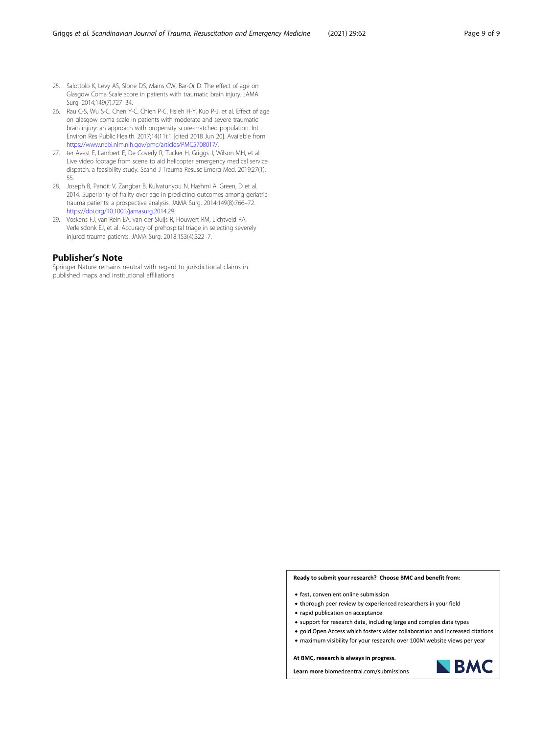25. Salottolo K, Levy AS, Slone DS, Mains CW, Bar-Or D. The effect of age on Glasgow Coma Scale score in patients with traumatic brain injury. JAMA Surg. 2014;149(7):727–34.
26. Rau C-S, Wu S-C, Chen Y-C, Chien P-C, Hsieh H-Y, Kuo P-J, et al. Effect of age on glasgow coma scale in patients with moderate and severe traumatic brain injury: an approach with propensity score-matched population. Int J Environ Res Public Health. 2017;14(11):1 [cited 2018 Jun 20]. Available from: https://www.ncbi.nlm.nih.gov/pmc/articles/PMC5708017/.
27. ter Avest E, Lambert E, De Coverly R, Tucker H, Griggs J, Wilson MH, et al. Live video footage from scene to aid helicopter emergency medical service dispatch: a feasibility study. Scand J Trauma Resusc Emerg Med. 2019;27(1):55.
28. Joseph B, Pandit V, Zangbar B, Kulvatunyou N, Hashmi A. Green, D et al. 2014. Superiority of frailty over age in predicting outcomes among geriatric trauma patients: a prospective analysis. JAMA Surg. 2014;149(8):766–72. https://doi.org/10.1001/jamasurg.2014.29.
29. Voskens FJ, van Rein EA, van der Sluijs R, Houwert RM, Lichtveld RA, Verleisdonk EJ, et al. Accuracy of prehospital triage in selecting severely injured trauma patients. JAMA Surg. 2018;153(4):322–7.

## Publisher's Note

Springer Nature remains neutral with regard to jurisdictional claims in published maps and institutional affiliations.

**Ready to submit your research? Choose BMC and benefit from:**

- fast, convenient online submission
- thorough peer review by experienced researchers in your field
- rapid publication on acceptance
- support for research data, including large and complex data types
- gold Open Access which fosters wider collaboration and increased citations
- maximum visibility for your research: over 100M website views per year

**At BMC, research is always in progress.**

**Learn more** biomedcentral.com/submissions

BMC